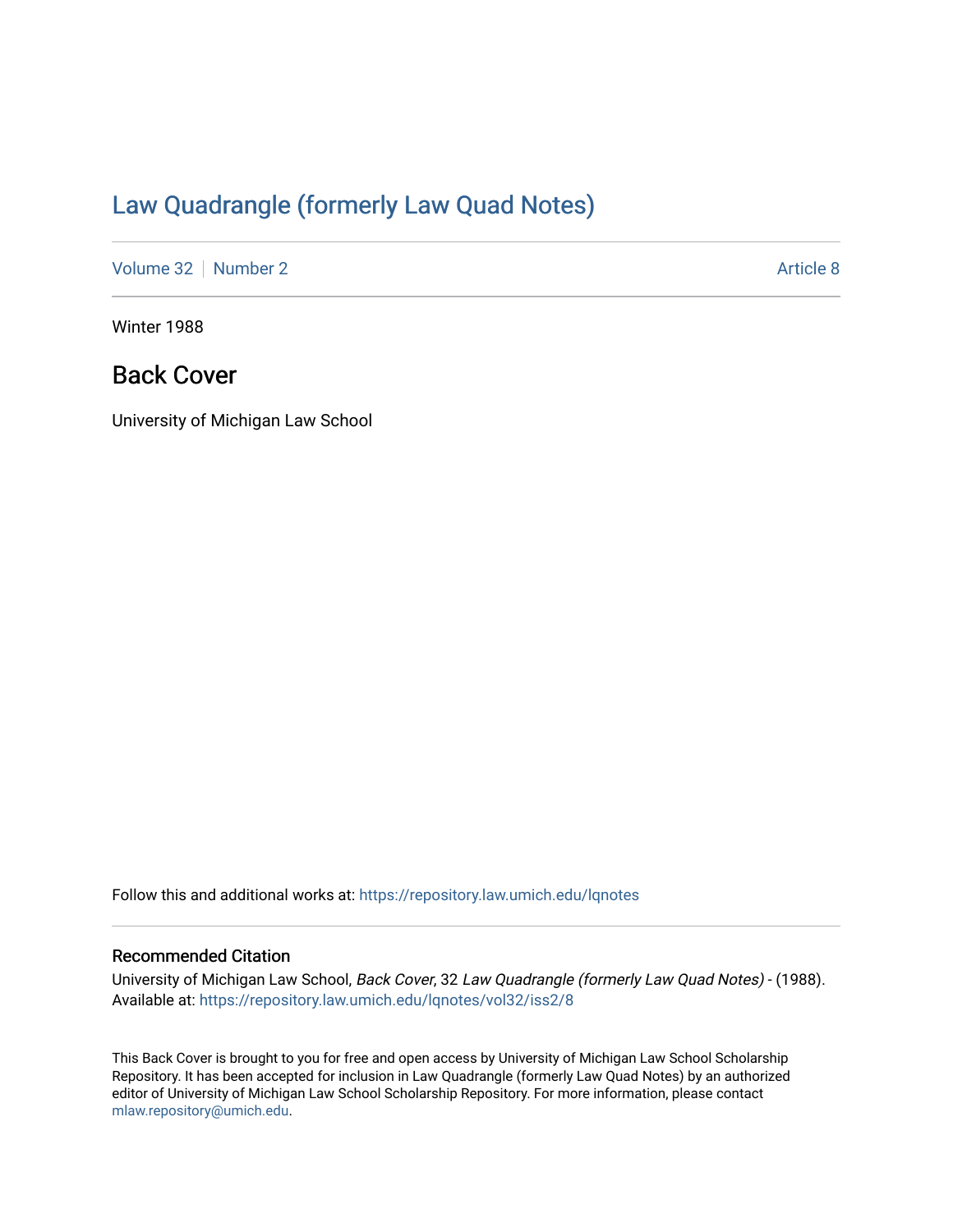# Law Quadrangle (formerly Law Quad Notes)

Volume 32 | Number 2 Article 8

Winter 1988

## Back Cover

University of Michigan Law School

Follow this and additional works at: https://repository.law.umich.edu/lqnotes

### Recommended Citation

University of Michigan Law School, *Back Cover*, 32 *Law Quadrangle (formerly Law Quad Notes)* - (1988).
Available at: https://repository.law.umich.edu/lqnotes/vol32/iss2/8

This Back Cover is brought to you for free and open access by University of Michigan Law School Scholarship Repository. It has been accepted for inclusion in Law Quadrangle (formerly Law Quad Notes) by an authorized editor of University of Michigan Law School Scholarship Repository. For more information, please contact mlaw.repository@umich.edu.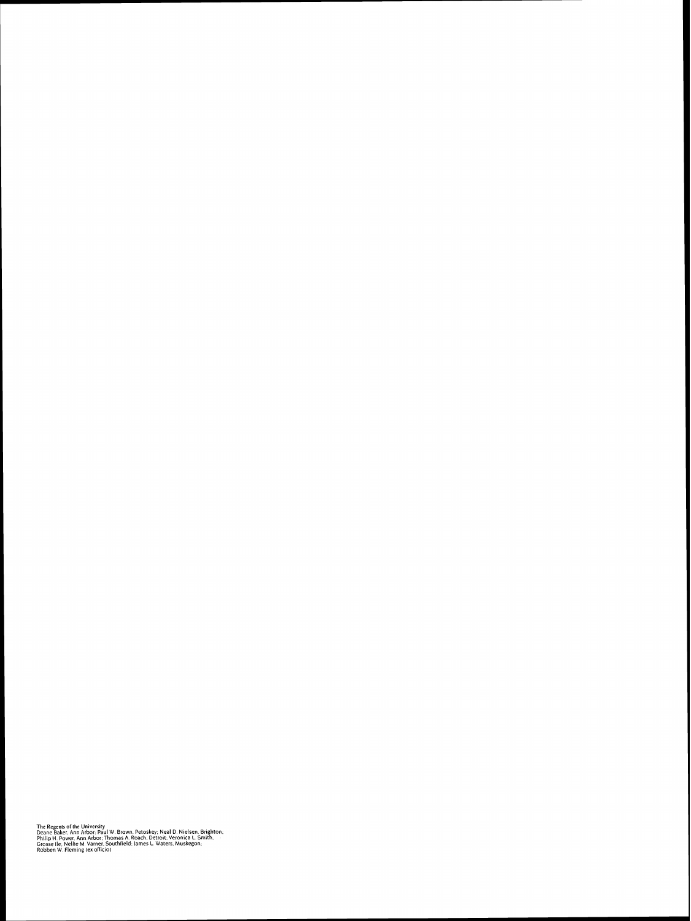The Regents of the University
Deane Baker, Ann Arbor; Paul W. Brown, Petoskey; Neal D. Nielsen, Brighton;
Philip H. Power, Ann Arbor; Thomas A. Roach, Detroit; Veronica L. Smith,
Grosse Ile; Nellie M. Varner, Southfield; James L. Waters, Muskegon;
Robben W. Fleming (ex officio)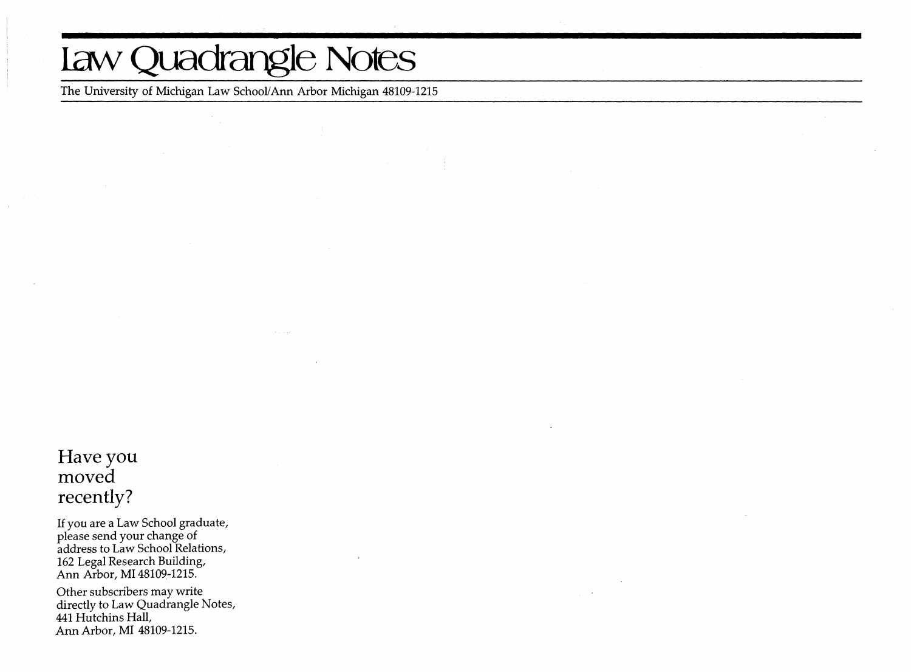# Law Quadrangle Notes

The University of Michigan Law School/Ann Arbor Michigan 48109-1215

## Have you moved recently?

If you are a Law School graduate, please send your change of address to Law School Relations, 162 Legal Research Building, Ann Arbor, MI 48109-1215.

Other subscribers may write directly to Law Quadrangle Notes, 441 Hutchins Hall, Ann Arbor, MI 48109-1215.